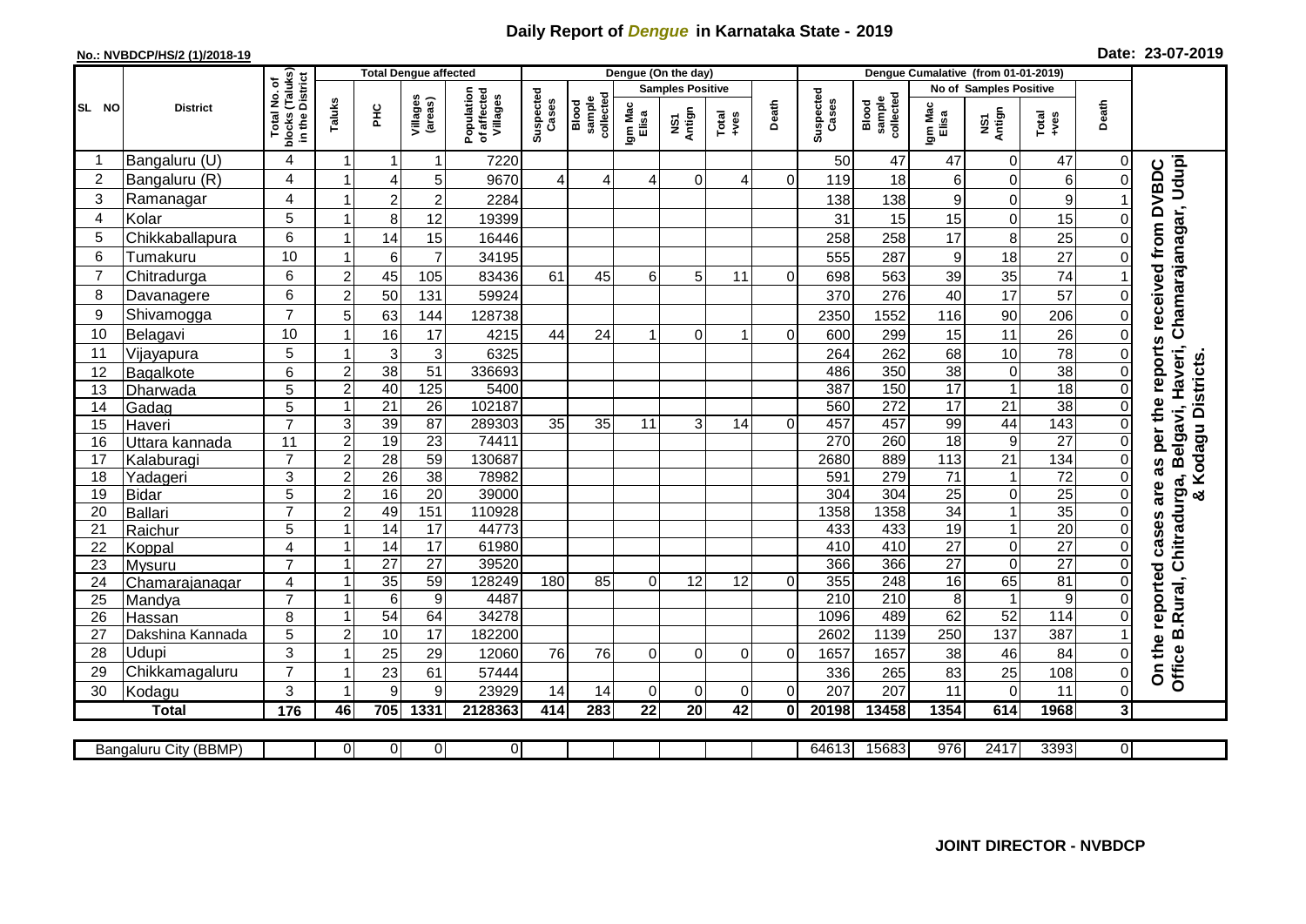# Daily Report of *Dengue* in Karnataka State - 2019

**No.: NVBDCP/HS/2 (1)/2018-19**

**Date: 23-07-2019**

| SL NO | District | Total No. of blocks (Taluks) in the District | Total Dengue affected | | | | Dengue (On the day) | | | | | | | Dengue Cumalative (from 01-01-2019) | | | | | | | |
|---|---|---|---|---|---|---|---|---|---|---|---|---|---|---|---|---|---|---|---|---|
| | | | Taluks | PHC | Villages (areas) | Population of affected Villages | Suspected Cases | Blood sample collected | Samples Positive | | | Death | Suspected Cases | Blood sample collected | No of Samples Positive | | | Death | |
| | | | | | | | | | Igm Mac Elisa | NS1 Antign | Total +ves | | | | Igm Mac Elisa | NS1 Antign | Total +ves | | |
| 1 | Bangaluru (U) | 4 | 1 | 1 | 1 | 7220 | | | | | | | 50 | 47 | 47 | 0 | 47 | 0 | On the reported cases are as per the reports received from DVBDC Office B.Rural, Chitradurga, Belgavi, Haveri, Chamarajanagar, Udupi & Kodagu Districts. |
| 2 | Bangaluru (R) | 4 | 1 | 4 | 5 | 9670 | 4 | 4 | 4 | 0 | 4 | 0 | 119 | 18 | 6 | 0 | 6 | 0 | |
| 3 | Ramanagar | 4 | 1 | 2 | 2 | 2284 | | | | | | | 138 | 138 | 9 | 0 | 9 | 1 | |
| 4 | Kolar | 5 | 1 | 8 | 12 | 19399 | | | | | | | 31 | 15 | 15 | 0 | 15 | 0 | |
| 5 | Chikkaballapura | 6 | 1 | 14 | 15 | 16446 | | | | | | | 258 | 258 | 17 | 8 | 25 | 0 | |
| 6 | Tumakuru | 10 | 1 | 6 | 7 | 34195 | | | | | | | 555 | 287 | 9 | 18 | 27 | 0 | |
| 7 | Chitradurga | 6 | 2 | 45 | 105 | 83436 | 61 | 45 | 6 | 5 | 11 | 0 | 698 | 563 | 39 | 35 | 74 | 1 | |
| 8 | Davanagere | 6 | 2 | 50 | 131 | 59924 | | | | | | | 370 | 276 | 40 | 17 | 57 | 0 | |
| 9 | Shivamogga | 7 | 5 | 63 | 144 | 128738 | | | | | | | 2350 | 1552 | 116 | 90 | 206 | 0 | |
| 10 | Belagavi | 10 | 1 | 16 | 17 | 4215 | 44 | 24 | 1 | 0 | 1 | 0 | 600 | 299 | 15 | 11 | 26 | 0 | |
| 11 | Vijayapura | 5 | 1 | 3 | 3 | 6325 | | | | | | | 264 | 262 | 68 | 10 | 78 | 0 | |
| 12 | Bagalkote | 6 | 2 | 38 | 51 | 336693 | | | | | | | 486 | 350 | 38 | 0 | 38 | 0 | |
| 13 | Dharwada | 5 | 2 | 40 | 125 | 5400 | | | | | | | 387 | 150 | 17 | 1 | 18 | 0 | |
| 14 | Gadag | 5 | 1 | 21 | 26 | 102187 | | | | | | | 560 | 272 | 17 | 21 | 38 | 0 | |
| 15 | Haveri | 7 | 3 | 39 | 87 | 289303 | 35 | 35 | 11 | 3 | 14 | 0 | 457 | 457 | 99 | 44 | 143 | 0 | |
| 16 | Uttara kannada | 11 | 2 | 19 | 23 | 74411 | | | | | | | 270 | 260 | 18 | 9 | 27 | 0 | |
| 17 | Kalaburagi | 7 | 2 | 28 | 59 | 130687 | | | | | | | 2680 | 889 | 113 | 21 | 134 | 0 | |
| 18 | Yadageri | 3 | 2 | 26 | 38 | 78982 | | | | | | | 591 | 279 | 71 | 1 | 72 | 0 | |
| 19 | Bidar | 5 | 2 | 16 | 20 | 39000 | | | | | | | 304 | 304 | 25 | 0 | 25 | 0 | |
| 20 | Ballari | 7 | 2 | 49 | 151 | 110928 | | | | | | | 1358 | 1358 | 34 | 1 | 35 | 0 | |
| 21 | Raichur | 5 | 1 | 14 | 17 | 44773 | | | | | | | 433 | 433 | 19 | 1 | 20 | 0 | |
| 22 | Koppal | 4 | 1 | 14 | 17 | 61980 | | | | | | | 410 | 410 | 27 | 0 | 27 | 0 | |
| 23 | Mysuru | 7 | 1 | 27 | 27 | 39520 | | | | | | | 366 | 366 | 27 | 0 | 27 | 0 | |
| 24 | Chamarajanagar | 4 | 1 | 35 | 59 | 128249 | 180 | 85 | 0 | 12 | 12 | 0 | 355 | 248 | 16 | 65 | 81 | 0 | |
| 25 | Mandya | 7 | 1 | 6 | 9 | 4487 | | | | | | | 210 | 210 | 8 | 1 | 9 | 0 | |
| 26 | Hassan | 8 | 1 | 54 | 64 | 34278 | | | | | | | 1096 | 489 | 62 | 52 | 114 | 0 | |
| 27 | Dakshina Kannada | 5 | 2 | 10 | 17 | 182200 | | | | | | | 2602 | 1139 | 250 | 137 | 387 | 1 | |
| 28 | Udupi | 3 | 1 | 25 | 29 | 12060 | 76 | 76 | 0 | 0 | 0 | 0 | 1657 | 1657 | 38 | 46 | 84 | 0 | |
| 29 | Chikkamagaluru | 7 | 1 | 23 | 61 | 57444 | | | | | | | 336 | 265 | 83 | 25 | 108 | 0 | |
| 30 | Kodagu | 3 | 1 | 9 | 9 | 23929 | 14 | 14 | 0 | 0 | 0 | 0 | 207 | 207 | 11 | 0 | 11 | 0 | |
| | **Total** | **176** | **46** | **705** | **1331** | **2128363** | **414** | **283** | **22** | **20** | **42** | **0** | **20198** | **13458** | **1354** | **614** | **1968** | **3** | |

| Bangaluru City (BBMP) | | 0 | 0 | 0 | 0 | | | | | | | 64613 | 15683 | 976 | 2417 | 3393 | 0 | |
|---|---|---|---|---|---|---|---|---|---|---|---|---|---|---|---|---|---|---|

**JOINT DIRECTOR - NVBDCP**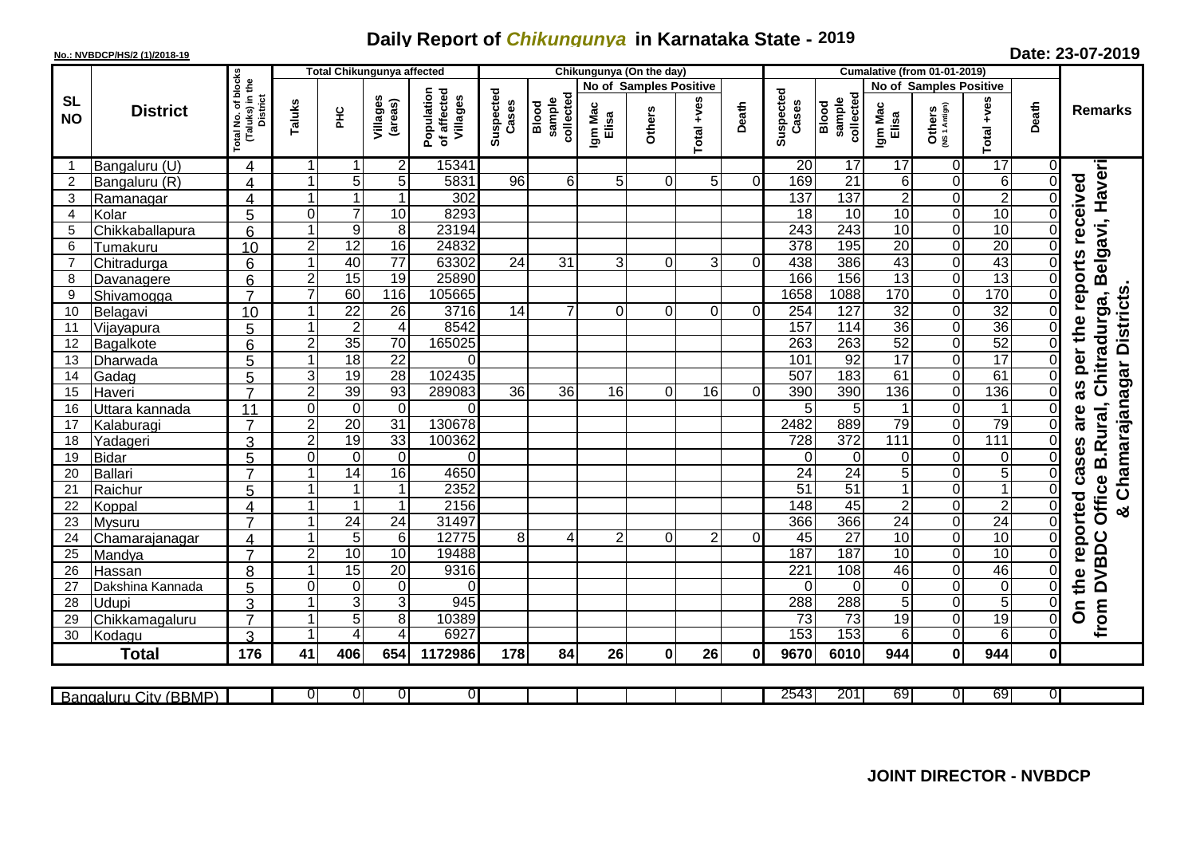# Daily Report of *Chikungunya* in Karnataka State - 2019

**No.: NVBDCP/HS/2 (1)/2018-19**

**Date: 23-07-2019**

| SL NO | District | Total No. of blocks (Taluks) in the District | Total Chikungunya affected | | | | Chikungunya (On the day) | | | | | | | Cumalative (from 01-01-2019) | | | | | | | Remarks |
|---|---|---|---|---|---|---|---|---|---|---|---|---|---|---|---|---|---|---|---|---|---|
| | | | Taluks | PHC | Villages (areas) | Population of affected Villages | Suspected Cases | Blood sample collected | No of Samples Positive | | | Death | Suspected Cases | Blood sample collected | No of Samples Positive | | | Death | |
| | | | | | | | | | Igm Mac Elisa | Others | Total +ves | | | | Igm Mac Elisa | Others (NS 1 Antign) | Total +ves | | |
| 1 | Bangaluru (U) | 4 | 1 | 1 | 2 | 15341 | | | | | | | 20 | 17 | 17 | 0 | 17 | 0 | On the reported cases are as per the reports received from DVBDC Office B.Rural, Chitradurga, Belgavi, Haveri & Chamarajanagar Districts. |
| 2 | Bangaluru (R) | 4 | 1 | 5 | 5 | 5831 | 96 | 6 | 5 | 0 | 5 | 0 | 169 | 21 | 6 | 0 | 6 | 0 | |
| 3 | Ramanagar | 4 | 1 | 1 | 1 | 302 | | | | | | | 137 | 137 | 2 | 0 | 2 | 0 | |
| 4 | Kolar | 5 | 0 | 7 | 10 | 8293 | | | | | | | 18 | 10 | 10 | 0 | 10 | 0 | |
| 5 | Chikkaballapura | 6 | 1 | 9 | 8 | 23194 | | | | | | | 243 | 243 | 10 | 0 | 10 | 0 | |
| 6 | Tumakuru | 10 | 2 | 12 | 16 | 24832 | | | | | | | 378 | 195 | 20 | 0 | 20 | 0 | |
| 7 | Chitradurga | 6 | 1 | 40 | 77 | 63302 | 24 | 31 | 3 | 0 | 3 | 0 | 438 | 386 | 43 | 0 | 43 | 0 | |
| 8 | Davanagere | 6 | 2 | 15 | 19 | 25890 | | | | | | | 166 | 156 | 13 | 0 | 13 | 0 | |
| 9 | Shivamogga | 7 | 7 | 60 | 116 | 105665 | | | | | | | 1658 | 1088 | 170 | 0 | 170 | 0 | |
| 10 | Belagavi | 10 | 1 | 22 | 26 | 3716 | 14 | 7 | 0 | 0 | 0 | 0 | 254 | 127 | 32 | 0 | 32 | 0 | |
| 11 | Vijayapura | 5 | 1 | 2 | 4 | 8542 | | | | | | | 157 | 114 | 36 | 0 | 36 | 0 | |
| 12 | Bagalkote | 6 | 2 | 35 | 70 | 165025 | | | | | | | 263 | 263 | 52 | 0 | 52 | 0 | |
| 13 | Dharwada | 5 | 1 | 18 | 22 | 0 | | | | | | | 101 | 92 | 17 | 0 | 17 | 0 | |
| 14 | Gadag | 5 | 3 | 19 | 28 | 102435 | | | | | | | 507 | 183 | 61 | 0 | 61 | 0 | |
| 15 | Haveri | 7 | 2 | 39 | 93 | 289083 | 36 | 36 | 16 | 0 | 16 | 0 | 390 | 390 | 136 | 0 | 136 | 0 | |
| 16 | Uttara kannada | 11 | 0 | 0 | 0 | 0 | | | | | | | 5 | 5 | 1 | 0 | 1 | 0 | |
| 17 | Kalaburagi | 7 | 2 | 20 | 31 | 130678 | | | | | | | 2482 | 889 | 79 | 0 | 79 | 0 | |
| 18 | Yadageri | 3 | 2 | 19 | 33 | 100362 | | | | | | | 728 | 372 | 111 | 0 | 111 | 0 | |
| 19 | Bidar | 5 | 0 | 0 | 0 | 0 | | | | | | | 0 | 0 | 0 | 0 | 0 | 0 | |
| 20 | Ballari | 7 | 1 | 14 | 16 | 4650 | | | | | | | 24 | 24 | 5 | 0 | 5 | 0 | |
| 21 | Raichur | 5 | 1 | 1 | 1 | 2352 | | | | | | | 51 | 51 | 1 | 0 | 1 | 0 | |
| 22 | Koppal | 4 | 1 | 1 | 1 | 2156 | | | | | | | 148 | 45 | 2 | 0 | 2 | 0 | |
| 23 | Mysuru | 7 | 1 | 24 | 24 | 31497 | | | | | | | 366 | 366 | 24 | 0 | 24 | 0 | |
| 24 | Chamarajanagar | 4 | 1 | 5 | 6 | 12775 | 8 | 4 | 2 | 0 | 2 | 0 | 45 | 27 | 10 | 0 | 10 | 0 | |
| 25 | Mandya | 7 | 2 | 10 | 10 | 19488 | | | | | | | 187 | 187 | 10 | 0 | 10 | 0 | |
| 26 | Hassan | 8 | 1 | 15 | 20 | 9316 | | | | | | | 221 | 108 | 46 | 0 | 46 | 0 | |
| 27 | Dakshina Kannada | 5 | 0 | 0 | 0 | 0 | | | | | | | 0 | 0 | 0 | 0 | 0 | 0 | |
| 28 | Udupi | 3 | 1 | 3 | 3 | 945 | | | | | | | 288 | 288 | 5 | 0 | 5 | 0 | |
| 29 | Chikkamagaluru | 7 | 1 | 5 | 8 | 10389 | | | | | | | 73 | 73 | 19 | 0 | 19 | 0 | |
| 30 | Kodagu | 3 | 1 | 4 | 4 | 6927 | | | | | | | 153 | 153 | 6 | 0 | 6 | 0 | |
| | **Total** | **176** | **41** | **406** | **654** | **1172986** | **178** | **84** | **26** | **0** | **26** | **0** | **9670** | **6010** | **944** | **0** | **944** | **0** | |
| | Bangaluru City (BBMP) | | 0 | 0 | 0 | 0 | | | | | | | 2543 | 201 | 69 | 0 | 69 | 0 | |

**JOINT DIRECTOR - NVBDCP**